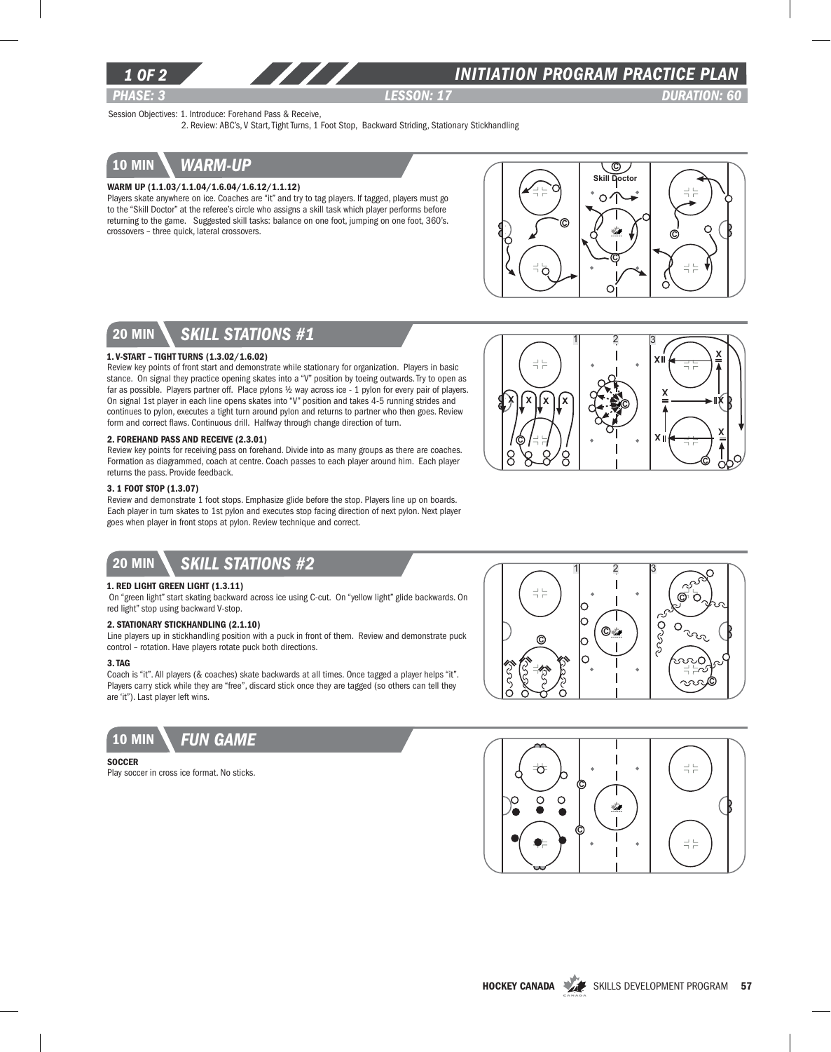# INITIATION PROGRAM PRACTICE PLAN

*PHASE: 3* | *LESSON: 17* | *DURATION: 60*

Session Objectives: 1. Introduce: Forehand Pass & Receive,
2. Review: ABC's, V Start, Tight Turns, 1 Foot Stop, Backward Striding, Stationary Stickhandling

## 10 MIN — WARM-UP

**WARM UP (1.1.03/1.1.04/1.6.04/1.6.12/1.1.12)**

Players skate anywhere on ice. Coaches are "it" and try to tag players. If tagged, players must go to the "Skill Doctor" at the referee's circle who assigns a skill task which player performs before returning to the game. Suggested skill tasks: balance on one foot, jumping on one foot, 360's. crossovers – three quick, lateral crossovers.

## 20 MIN — SKILL STATIONS #1

**1. V-START – TIGHT TURNS (1.3.02/1.6.02)**

Review key points of front start and demonstrate while stationary for organization. Players in basic stance. On signal they practice opening skates into a "V" position by toeing outwards. Try to open as far as possible. Players partner off. Place pylons ½ way across ice - 1 pylon for every pair of players. On signal 1st player in each line opens skates into "V" position and takes 4-5 running strides and continues to pylon, executes a tight turn around pylon and returns to partner who then goes. Review form and correct flaws. Continuous drill. Halfway through change direction of turn.

**2. FOREHAND PASS AND RECEIVE (2.3.01)**

Review key points for receiving pass on forehand. Divide into as many groups as there are coaches. Formation as diagrammed, coach at centre. Coach passes to each player around him. Each player returns the pass. Provide feedback.

**3. 1 FOOT STOP (1.3.07)**

Review and demonstrate 1 foot stops. Emphasize glide before the stop. Players line up on boards. Each player in turn skates to 1st pylon and executes stop facing direction of next pylon. Next player goes when player in front stops at pylon. Review technique and correct.

## 20 MIN — SKILL STATIONS #2

**1. RED LIGHT GREEN LIGHT (1.3.11)**

On "green light" start skating backward across ice using C-cut. On "yellow light" glide backwards. On red light" stop using backward V-stop.

**2. STATIONARY STICKHANDLING (2.1.10)**

Line players up in stickhandling position with a puck in front of them. Review and demonstrate puck control – rotation. Have players rotate puck both directions.

**3. TAG**

Coach is "it". All players (& coaches) skate backwards at all times. Once tagged a player helps "it". Players carry stick while they are "free", discard stick once they are tagged (so others can tell they are 'it'). Last player left wins.

## 10 MIN — FUN GAME

**SOCCER**

Play soccer in cross ice format. No sticks.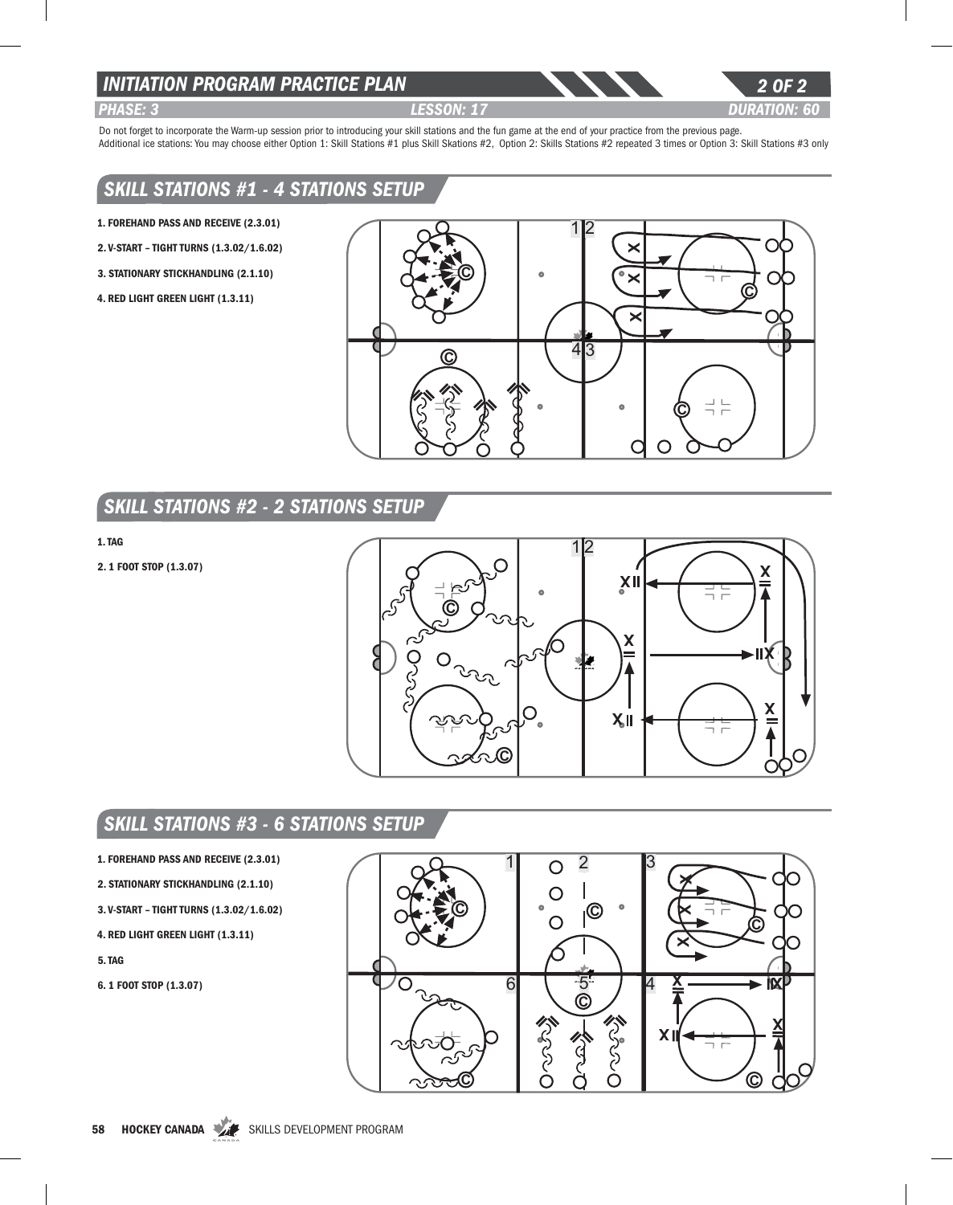# INITIATION PROGRAM PRACTICE PLAN

*PHASE: 3* *LESSON: 17* *DURATION: 60*

Do not forget to incorporate the Warm-up session prior to introducing your skill stations and the fun game at the end of your practice from the previous page.
Additional ice stations: You may choose either Option 1: Skill Stations #1 plus Skill Skations #2, Option 2: Skills Stations #2 repeated 3 times or Option 3: Skill Stations #3 only

## SKILL STATIONS #1 - 4 STATIONS SETUP

1. FOREHAND PASS AND RECEIVE (2.3.01)
2. V-START – TIGHT TURNS (1.3.02/1.6.02)
3. STATIONARY STICKHANDLING (2.1.10)
4. RED LIGHT GREEN LIGHT (1.3.11)

## SKILL STATIONS #2 - 2 STATIONS SETUP

1. TAG
2. 1 FOOT STOP (1.3.07)

## SKILL STATIONS #3 - 6 STATIONS SETUP

1. FOREHAND PASS AND RECEIVE (2.3.01)
2. STATIONARY STICKHANDLING (2.1.10)
3. V-START – TIGHT TURNS (1.3.02/1.6.02)
4. RED LIGHT GREEN LIGHT (1.3.11)
5. TAG
6. 1 FOOT STOP (1.3.07)